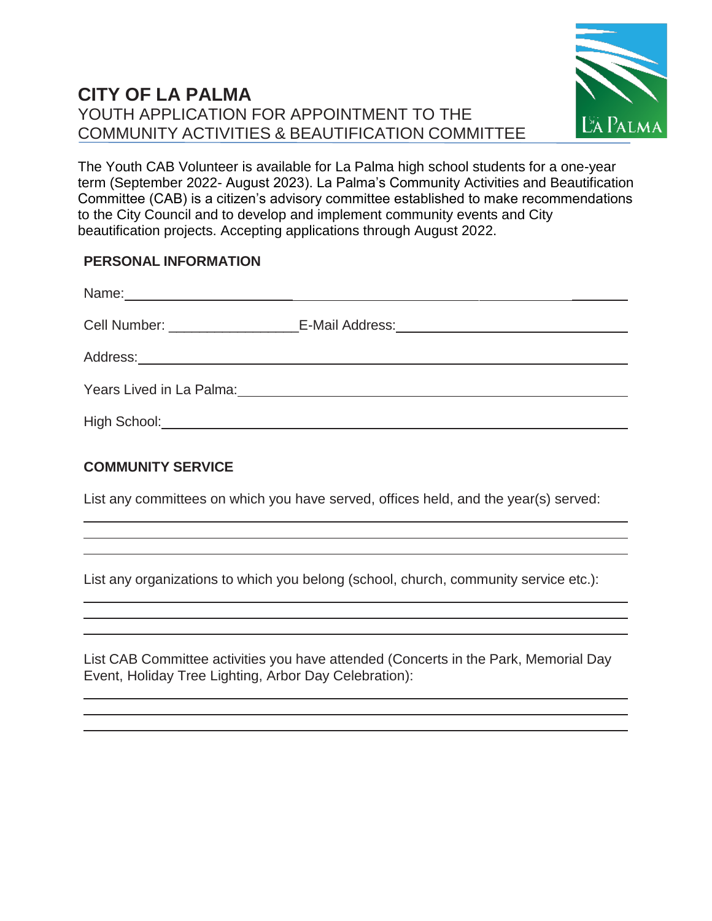# CITY OF LA PALMA

YOUTH APPLICATION FOR APPOINTMENT TO THE COMMUNITY ACTIVITIES & BEAUTIFICATION COMMITTEE

The Youth CAB Volunteer is available for La Palma high school students for a one-year term (September 2022- August 2023). La Palma's Community Activities and Beautification Committee (CAB) is a citizen's advisory committee established to make recommendations to the City Council and to develop and implement community events and City beautification projects. Accepting applications through August 2022.

## PERSONAL INFORMATION

Name: ________________________________________________

Cell Number: _________________ E-Mail Address: ______________________________

Address: ________________________________________________

Years Lived in La Palma: ________________________________________________

High School: ________________________________________________

## COMMUNITY SERVICE

List any committees on which you have served, offices held, and the year(s) served:

________________________________________________

________________________________________________

________________________________________________

List any organizations to which you belong (school, church, community service etc.):

________________________________________________

________________________________________________

________________________________________________

List CAB Committee activities you have attended (Concerts in the Park, Memorial Day Event, Holiday Tree Lighting, Arbor Day Celebration):

________________________________________________

________________________________________________

________________________________________________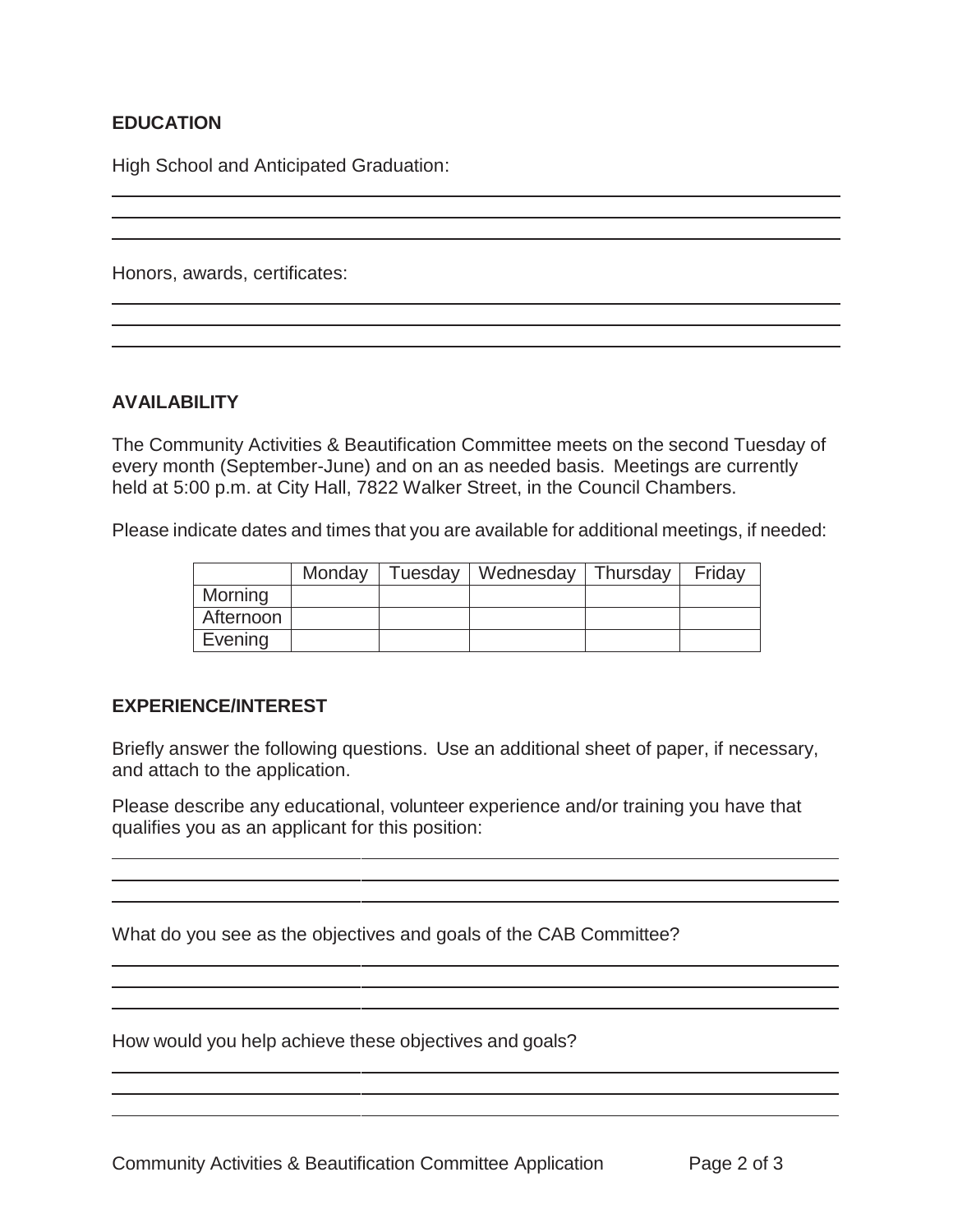**EDUCATION**

High School and Anticipated Graduation:

Honors, awards, certificates:

**AVAILABILITY**

The Community Activities & Beautification Committee meets on the second Tuesday of every month (September-June) and on an as needed basis. Meetings are currently held at 5:00 p.m. at City Hall, 7822 Walker Street, in the Council Chambers.

Please indicate dates and times that you are available for additional meetings, if needed:

| | Monday | Tuesday | Wednesday | Thursday | Friday |
|---|---|---|---|---|---|
| Morning | | | | | |
| Afternoon | | | | | |
| Evening | | | | | |

**EXPERIENCE/INTEREST**

Briefly answer the following questions. Use an additional sheet of paper, if necessary, and attach to the application.

Please describe any educational, volunteer experience and/or training you have that qualifies you as an applicant for this position:

What do you see as the objectives and goals of the CAB Committee?

How would you help achieve these objectives and goals?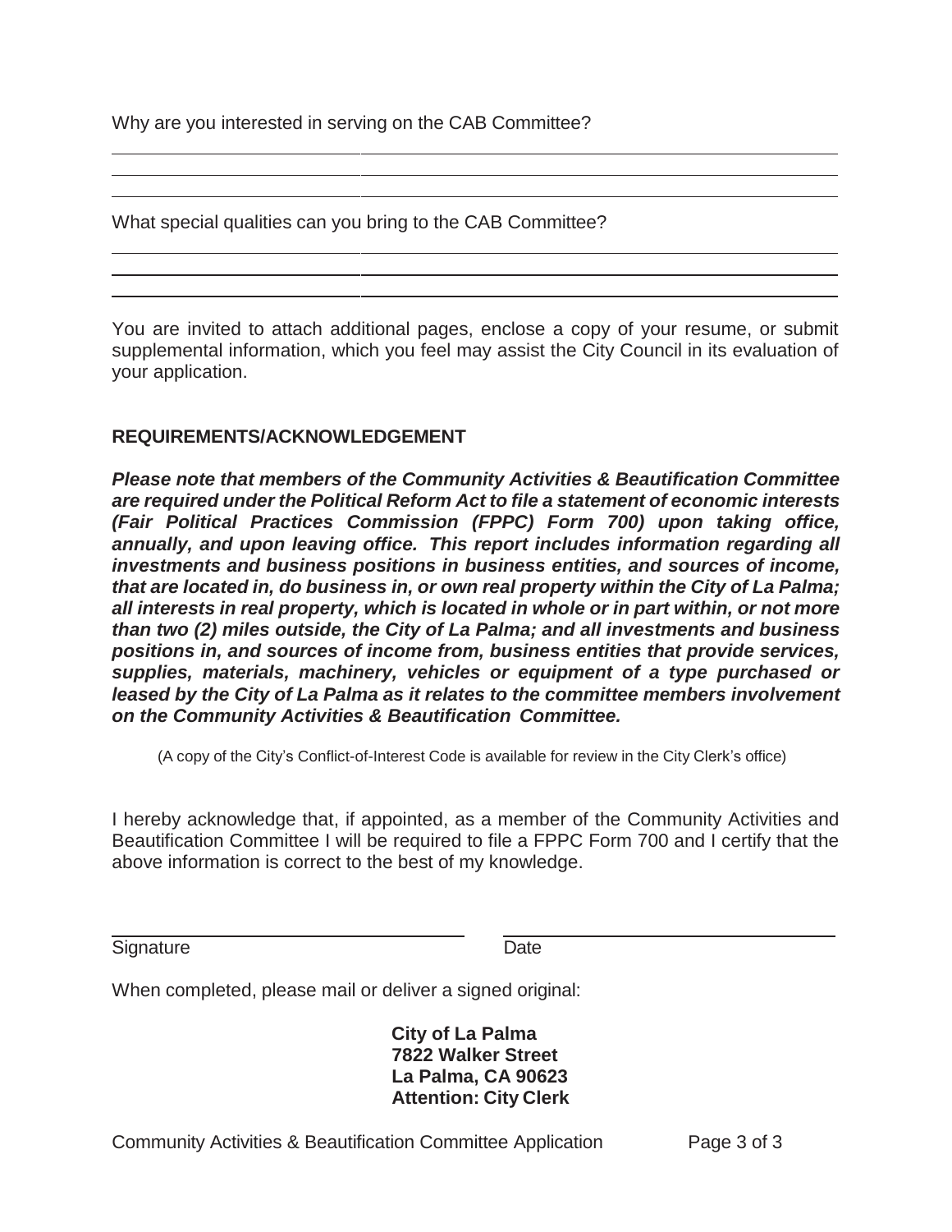Why are you interested in serving on the CAB Committee?

\_\_\_\_\_\_\_\_\_\_\_\_\_\_\_\_\_\_\_\_\_\_\_\_\_\_\_\_\_\_\_\_\_\_\_\_\_\_\_\_\_\_\_\_\_\_\_\_\_\_\_\_\_\_\_\_\_\_\_\_\_\_\_\_\_\_\_\_\_\_\_\_

\_\_\_\_\_\_\_\_\_\_\_\_\_\_\_\_\_\_\_\_\_\_\_\_\_\_\_\_\_\_\_\_\_\_\_\_\_\_\_\_\_\_\_\_\_\_\_\_\_\_\_\_\_\_\_\_\_\_\_\_\_\_\_\_\_\_\_\_\_\_\_\_

\_\_\_\_\_\_\_\_\_\_\_\_\_\_\_\_\_\_\_\_\_\_\_\_\_\_\_\_\_\_\_\_\_\_\_\_\_\_\_\_\_\_\_\_\_\_\_\_\_\_\_\_\_\_\_\_\_\_\_\_\_\_\_\_\_\_\_\_\_\_\_\_

What special qualities can you bring to the CAB Committee?

\_\_\_\_\_\_\_\_\_\_\_\_\_\_\_\_\_\_\_\_\_\_\_\_\_\_\_\_\_\_\_\_\_\_\_\_\_\_\_\_\_\_\_\_\_\_\_\_\_\_\_\_\_\_\_\_\_\_\_\_\_\_\_\_\_\_\_\_\_\_\_\_

\_\_\_\_\_\_\_\_\_\_\_\_\_\_\_\_\_\_\_\_\_\_\_\_\_\_\_\_\_\_\_\_\_\_\_\_\_\_\_\_\_\_\_\_\_\_\_\_\_\_\_\_\_\_\_\_\_\_\_\_\_\_\_\_\_\_\_\_\_\_\_\_

\_\_\_\_\_\_\_\_\_\_\_\_\_\_\_\_\_\_\_\_\_\_\_\_\_\_\_\_\_\_\_\_\_\_\_\_\_\_\_\_\_\_\_\_\_\_\_\_\_\_\_\_\_\_\_\_\_\_\_\_\_\_\_\_\_\_\_\_\_\_\_\_

You are invited to attach additional pages, enclose a copy of your resume, or submit supplemental information, which you feel may assist the City Council in its evaluation of your application.

**REQUIREMENTS/ACKNOWLEDGEMENT**

***Please note that members of the Community Activities & Beautification Committee are required under the Political Reform Act to file a statement of economic interests (Fair Political Practices Commission (FPPC) Form 700) upon taking office, annually, and upon leaving office. This report includes information regarding all investments and business positions in business entities, and sources of income, that are located in, do business in, or own real property within the City of La Palma; all interests in real property, which is located in whole or in part within, or not more than two (2) miles outside, the City of La Palma; and all investments and business positions in, and sources of income from, business entities that provide services, supplies, materials, machinery, vehicles or equipment of a type purchased or leased by the City of La Palma as it relates to the committee members involvement on the Community Activities & Beautification Committee.***

(A copy of the City's Conflict-of-Interest Code is available for review in the City Clerk's office)

I hereby acknowledge that, if appointed, as a member of the Community Activities and Beautification Committee I will be required to file a FPPC Form 700 and I certify that the above information is correct to the best of my knowledge.

\_\_\_\_\_\_\_\_\_\_\_\_\_\_\_\_\_\_\_\_\_\_\_\_\_\_\_\_\_\_\_\_\_\_\_\_ \_\_\_\_\_\_\_\_\_\_\_\_\_\_\_\_\_\_\_\_\_\_\_\_\_\_\_\_\_\_\_\_\_\_\_\_

Signature Date

When completed, please mail or deliver a signed original:

**City of La Palma**
**7822 Walker Street**
**La Palma, CA 90623**
**Attention: City Clerk**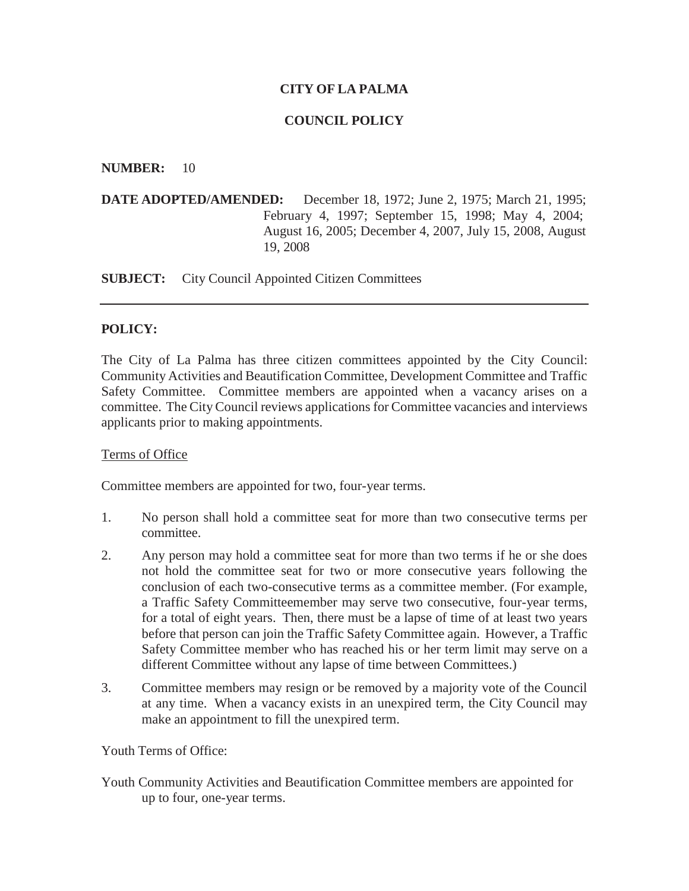**CITY OF LA PALMA**

**COUNCIL POLICY**

**NUMBER:** 10

**DATE ADOPTED/AMENDED:** December 18, 1972; June 2, 1975; March 21, 1995; February 4, 1997; September 15, 1998; May 4, 2004; August 16, 2005; December 4, 2007, July 15, 2008, August 19, 2008

**SUBJECT:** City Council Appointed Citizen Committees

---

**POLICY:**

The City of La Palma has three citizen committees appointed by the City Council: Community Activities and Beautification Committee, Development Committee and Traffic Safety Committee. Committee members are appointed when a vacancy arises on a committee. The City Council reviews applications for Committee vacancies and interviews applicants prior to making appointments.

Terms of Office

Committee members are appointed for two, four-year terms.

1. No person shall hold a committee seat for more than two consecutive terms per committee.
2. Any person may hold a committee seat for more than two terms if he or she does not hold the committee seat for two or more consecutive years following the conclusion of each two-consecutive terms as a committee member. (For example, a Traffic Safety Committeemember may serve two consecutive, four-year terms, for a total of eight years. Then, there must be a lapse of time of at least two years before that person can join the Traffic Safety Committee again. However, a Traffic Safety Committee member who has reached his or her term limit may serve on a different Committee without any lapse of time between Committees.)
3. Committee members may resign or be removed by a majority vote of the Council at any time. When a vacancy exists in an unexpired term, the City Council may make an appointment to fill the unexpired term.

Youth Terms of Office:

Youth Community Activities and Beautification Committee members are appointed for up to four, one-year terms.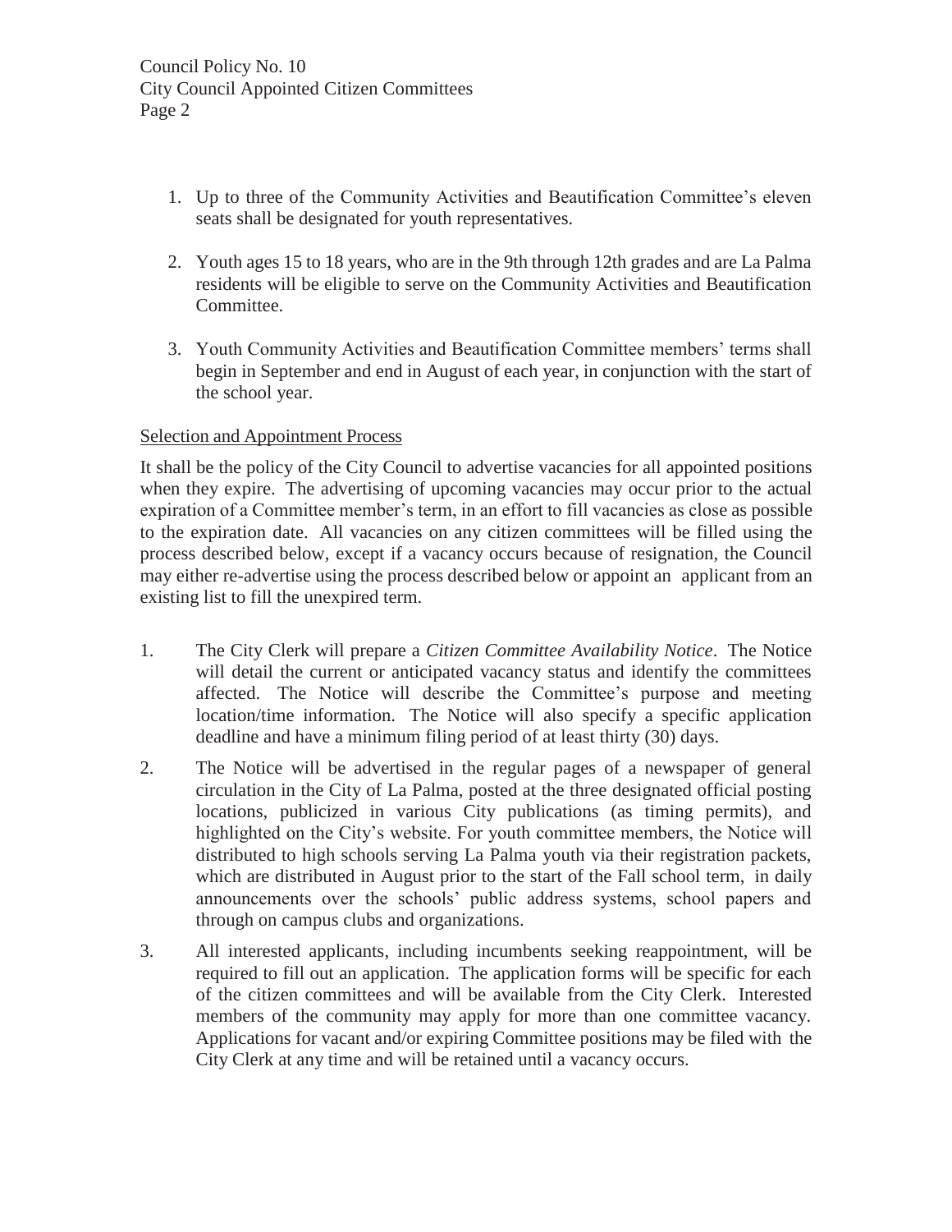1. Up to three of the Community Activities and Beautification Committee's eleven seats shall be designated for youth representatives.

2. Youth ages 15 to 18 years, who are in the 9th through 12th grades and are La Palma residents will be eligible to serve on the Community Activities and Beautification Committee.

3. Youth Community Activities and Beautification Committee members' terms shall begin in September and end in August of each year, in conjunction with the start of the school year.

Selection and Appointment Process

It shall be the policy of the City Council to advertise vacancies for all appointed positions when they expire. The advertising of upcoming vacancies may occur prior to the actual expiration of a Committee member's term, in an effort to fill vacancies as close as possible to the expiration date. All vacancies on any citizen committees will be filled using the process described below, except if a vacancy occurs because of resignation, the Council may either re-advertise using the process described below or appoint an applicant from an existing list to fill the unexpired term.

1. The City Clerk will prepare a *Citizen Committee Availability Notice*. The Notice will detail the current or anticipated vacancy status and identify the committees affected. The Notice will describe the Committee's purpose and meeting location/time information. The Notice will also specify a specific application deadline and have a minimum filing period of at least thirty (30) days.

2. The Notice will be advertised in the regular pages of a newspaper of general circulation in the City of La Palma, posted at the three designated official posting locations, publicized in various City publications (as timing permits), and highlighted on the City's website. For youth committee members, the Notice will distributed to high schools serving La Palma youth via their registration packets, which are distributed in August prior to the start of the Fall school term, in daily announcements over the schools' public address systems, school papers and through on campus clubs and organizations.

3. All interested applicants, including incumbents seeking reappointment, will be required to fill out an application. The application forms will be specific for each of the citizen committees and will be available from the City Clerk. Interested members of the community may apply for more than one committee vacancy. Applications for vacant and/or expiring Committee positions may be filed with the City Clerk at any time and will be retained until a vacancy occurs.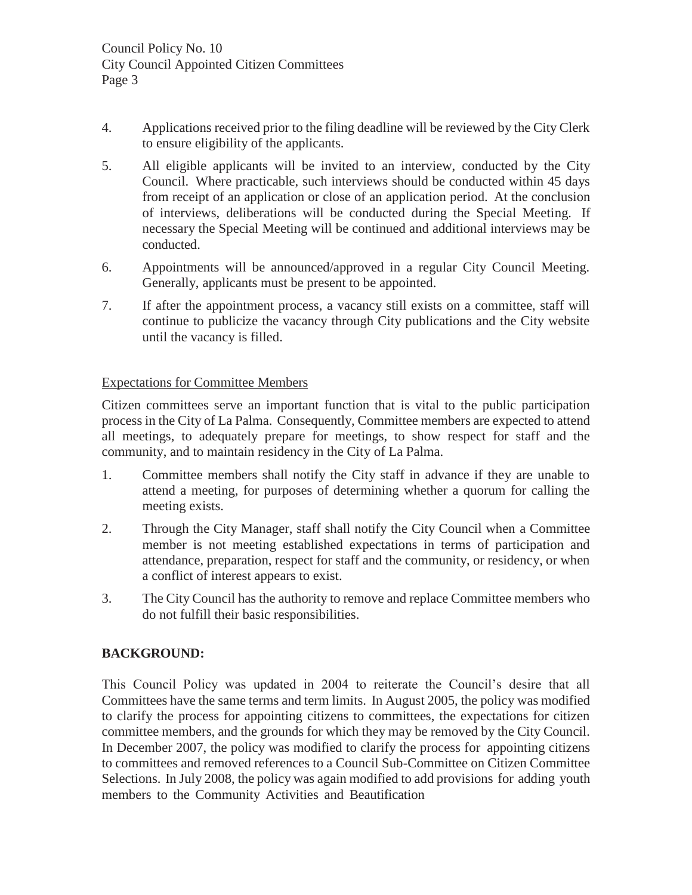4. Applications received prior to the filing deadline will be reviewed by the City Clerk to ensure eligibility of the applicants.

5. All eligible applicants will be invited to an interview, conducted by the City Council. Where practicable, such interviews should be conducted within 45 days from receipt of an application or close of an application period. At the conclusion of interviews, deliberations will be conducted during the Special Meeting. If necessary the Special Meeting will be continued and additional interviews may be conducted.

6. Appointments will be announced/approved in a regular City Council Meeting. Generally, applicants must be present to be appointed.

7. If after the appointment process, a vacancy still exists on a committee, staff will continue to publicize the vacancy through City publications and the City website until the vacancy is filled.

Expectations for Committee Members

Citizen committees serve an important function that is vital to the public participation process in the City of La Palma. Consequently, Committee members are expected to attend all meetings, to adequately prepare for meetings, to show respect for staff and the community, and to maintain residency in the City of La Palma.

1. Committee members shall notify the City staff in advance if they are unable to attend a meeting, for purposes of determining whether a quorum for calling the meeting exists.

2. Through the City Manager, staff shall notify the City Council when a Committee member is not meeting established expectations in terms of participation and attendance, preparation, respect for staff and the community, or residency, or when a conflict of interest appears to exist.

3. The City Council has the authority to remove and replace Committee members who do not fulfill their basic responsibilities.

**BACKGROUND:**

This Council Policy was updated in 2004 to reiterate the Council's desire that all Committees have the same terms and term limits. In August 2005, the policy was modified to clarify the process for appointing citizens to committees, the expectations for citizen committee members, and the grounds for which they may be removed by the City Council. In December 2007, the policy was modified to clarify the process for appointing citizens to committees and removed references to a Council Sub-Committee on Citizen Committee Selections. In July 2008, the policy was again modified to add provisions for adding youth members to the Community Activities and Beautification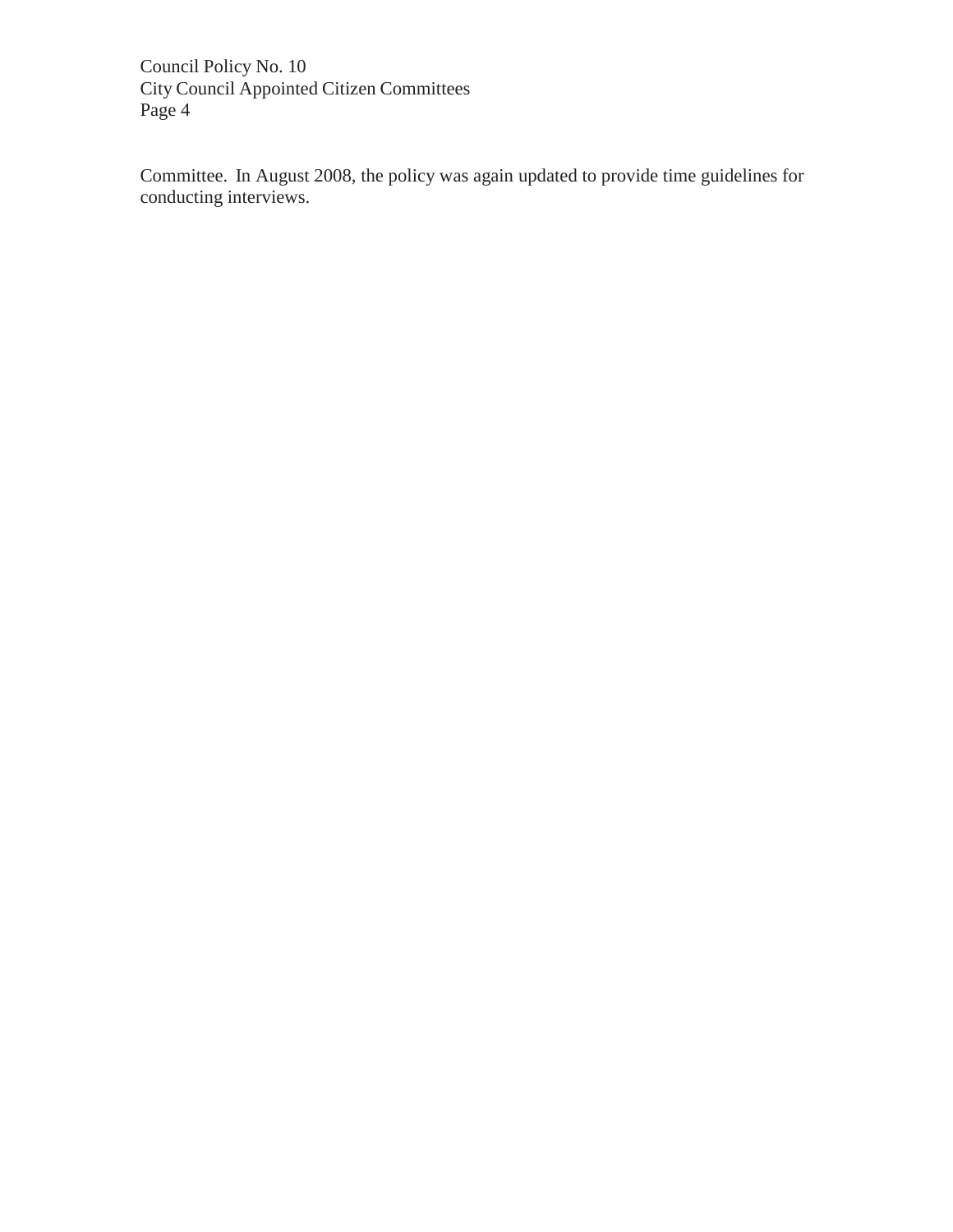Committee. In August 2008, the policy was again updated to provide time guidelines for conducting interviews.